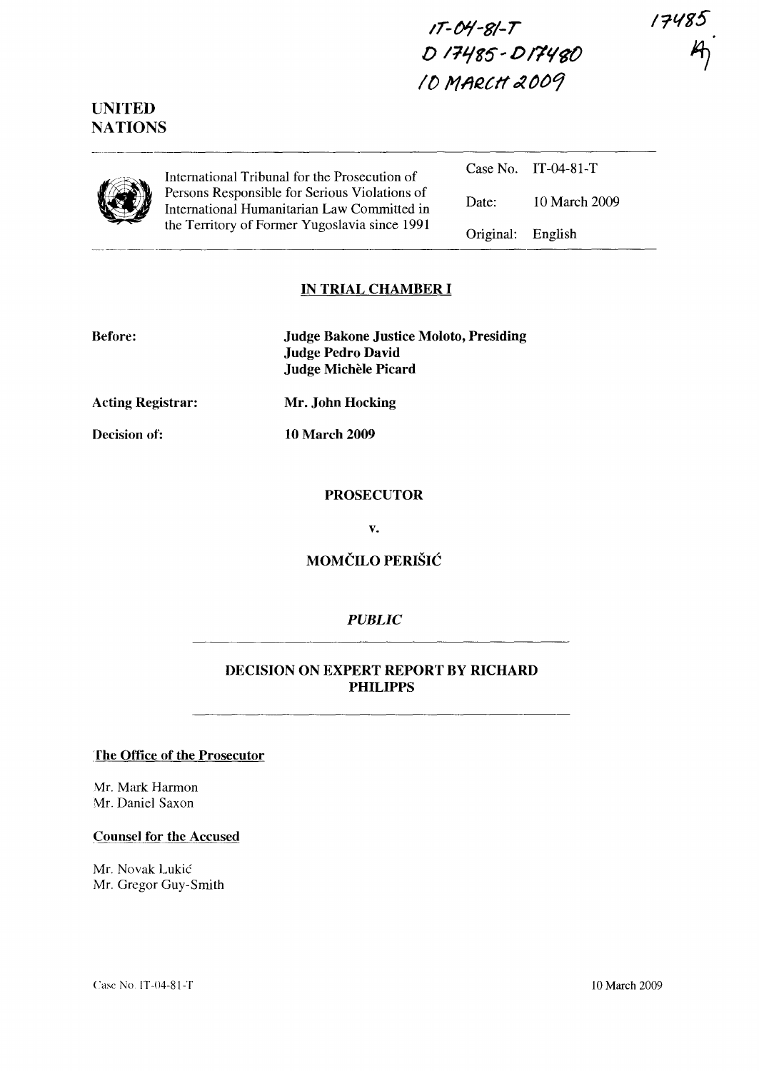IT-04-81-T
D 17485 - D17480
10 MARCH 2009

17485
A

UNITED NATIONS

International Tribunal for the Prosecution of Persons Responsible for Serious Violations of International Humanitarian Law Committed in the Territory of Former Yugoslavia since 1991

| | |
|---|---|
| Case No. | IT-04-81-T |
| Date: | 10 March 2009 |
| Original: | English |

## IN TRIAL CHAMBER I

**Before:** **Judge Bakone Justice Moloto, Presiding**
**Judge Pedro David**
**Judge Michèle Picard**

**Acting Registrar:** **Mr. John Hocking**

**Decision of:** **10 March 2009**

**PROSECUTOR**

**v.**

**MOMČILO PERIŠIĆ**

***PUBLIC***

## DECISION ON EXPERT REPORT BY RICHARD PHILIPPS

**The Office of the Prosecutor**

Mr. Mark Harmon
Mr. Daniel Saxon

**Counsel for the Accused**

Mr. Novak Lukić
Mr. Gregor Guy-Smith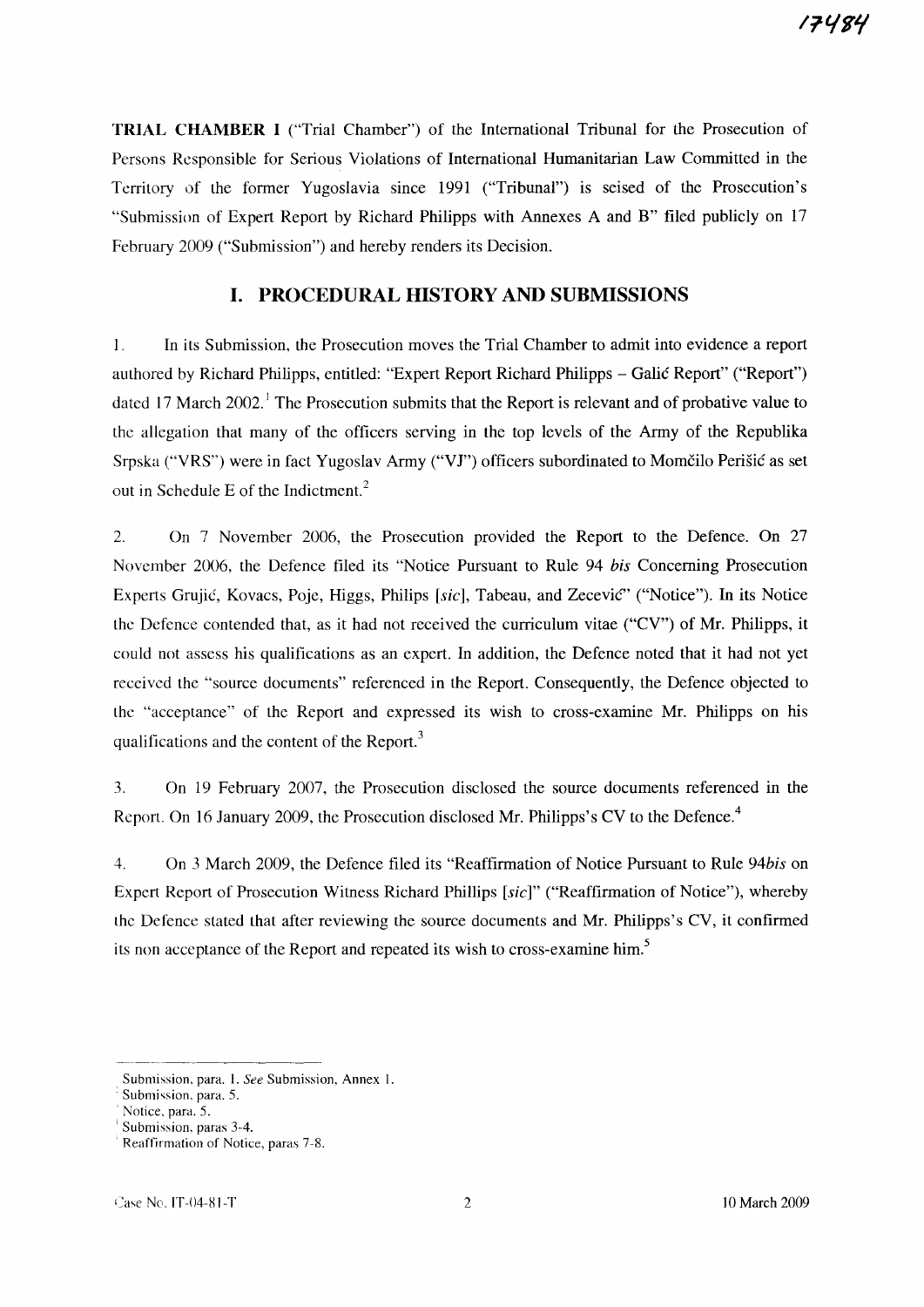**TRIAL CHAMBER I** ("Trial Chamber") of the International Tribunal for the Prosecution of Persons Responsible for Serious Violations of International Humanitarian Law Committed in the Territory of the former Yugoslavia since 1991 ("Tribunal") is seised of the Prosecution's "Submission of Expert Report by Richard Philipps with Annexes A and B" filed publicly on 17 February 2009 ("Submission") and hereby renders its Decision.

## I. PROCEDURAL HISTORY AND SUBMISSIONS

1. In its Submission, the Prosecution moves the Trial Chamber to admit into evidence a report authored by Richard Philipps, entitled: "Expert Report Richard Philipps – Galić Report" ("Report") dated 17 March 2002.[1] The Prosecution submits that the Report is relevant and of probative value to the allegation that many of the officers serving in the top levels of the Army of the Republika Srpska ("VRS") were in fact Yugoslav Army ("VJ") officers subordinated to Momčilo Perišić as set out in Schedule E of the Indictment.[2]

2. On 7 November 2006, the Prosecution provided the Report to the Defence. On 27 November 2006, the Defence filed its "Notice Pursuant to Rule 94 *bis* Concerning Prosecution Experts Grujić, Kovacs, Poje, Higgs, Philips [*sic*], Tabeau, and Zecević" ("Notice"). In its Notice the Defence contended that, as it had not received the curriculum vitae ("CV") of Mr. Philipps, it could not assess his qualifications as an expert. In addition, the Defence noted that it had not yet received the "source documents" referenced in the Report. Consequently, the Defence objected to the "acceptance" of the Report and expressed its wish to cross-examine Mr. Philipps on his qualifications and the content of the Report.[3]

3. On 19 February 2007, the Prosecution disclosed the source documents referenced in the Report. On 16 January 2009, the Prosecution disclosed Mr. Philipps's CV to the Defence.[4]

4. On 3 March 2009, the Defence filed its "Reaffirmation of Notice Pursuant to Rule 94*bis* on Expert Report of Prosecution Witness Richard Phillips [*sic*]" ("Reaffirmation of Notice"), whereby the Defence stated that after reviewing the source documents and Mr. Philipps's CV, it confirmed its non acceptance of the Report and repeated its wish to cross-examine him.[5]

---

[1] Submission, para. 1. *See* Submission, Annex 1.

[2] Submission, para. 5.

[3] Notice, para. 5.

[4] Submission, paras 3-4.

[5] Reaffirmation of Notice, paras 7-8.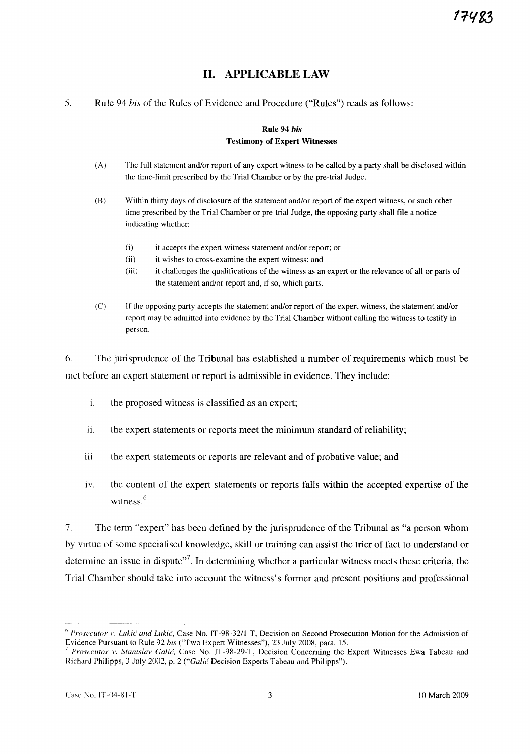## II. APPLICABLE LAW

5. Rule 94 *bis* of the Rules of Evidence and Procedure ("Rules") reads as follows:

**Rule 94 *bis***
**Testimony of Expert Witnesses**

> (A) The full statement and/or report of any expert witness to be called by a party shall be disclosed within the time-limit prescribed by the Trial Chamber or by the pre-trial Judge.
>
> (B) Within thirty days of disclosure of the statement and/or report of the expert witness, or such other time prescribed by the Trial Chamber or pre-trial Judge, the opposing party shall file a notice indicating whether:
>
> (i) it accepts the expert witness statement and/or report; or
> (ii) it wishes to cross-examine the expert witness; and
> (iii) it challenges the qualifications of the witness as an expert or the relevance of all or parts of the statement and/or report and, if so, which parts.
>
> (C) If the opposing party accepts the statement and/or report of the expert witness, the statement and/or report may be admitted into evidence by the Trial Chamber without calling the witness to testify in person.

6. The jurisprudence of the Tribunal has established a number of requirements which must be met before an expert statement or report is admissible in evidence. They include:

i. the proposed witness is classified as an expert;

ii. the expert statements or reports meet the minimum standard of reliability;

iii. the expert statements or reports are relevant and of probative value; and

iv. the content of the expert statements or reports falls within the accepted expertise of the witness.[6]

7. The term "expert" has been defined by the jurisprudence of the Tribunal as "a person whom by virtue of some specialised knowledge, skill or training can assist the trier of fact to understand or determine an issue in dispute"[7]. In determining whether a particular witness meets these criteria, the Trial Chamber should take into account the witness's former and present positions and professional

---

[6] *Prosecutor v. Lukić and Lukić*, Case No. IT-98-32/1-T, Decision on Second Prosecution Motion for the Admission of Evidence Pursuant to Rule 92 *bis* ("Two Expert Witnesses"), 23 July 2008, para. 15.

[7] *Prosecutor v. Stanislav Galić*, Case No. IT-98-29-T, Decision Concerning the Expert Witnesses Ewa Tabeau and Richard Philipps, 3 July 2002, p. 2 ("*Galić* Decision Experts Tabeau and Philipps").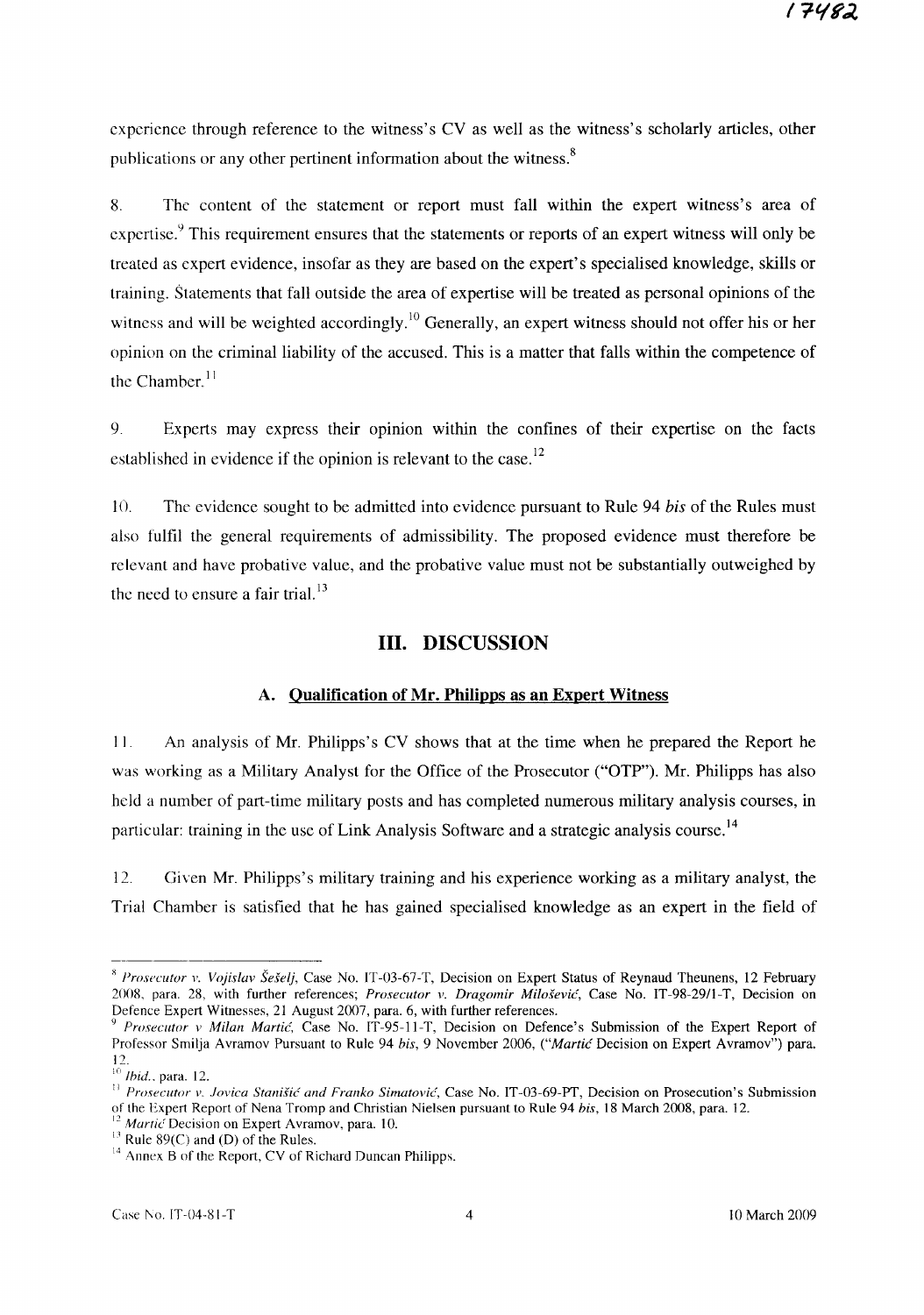experience through reference to the witness's CV as well as the witness's scholarly articles, other publications or any other pertinent information about the witness.[8]

8. The content of the statement or report must fall within the expert witness's area of expertise.[9] This requirement ensures that the statements or reports of an expert witness will only be treated as expert evidence, insofar as they are based on the expert's specialised knowledge, skills or training. Statements that fall outside the area of expertise will be treated as personal opinions of the witness and will be weighted accordingly.[10] Generally, an expert witness should not offer his or her opinion on the criminal liability of the accused. This is a matter that falls within the competence of the Chamber.[11]

9. Experts may express their opinion within the confines of their expertise on the facts established in evidence if the opinion is relevant to the case.[12]

10. The evidence sought to be admitted into evidence pursuant to Rule 94 *bis* of the Rules must also fulfil the general requirements of admissibility. The proposed evidence must therefore be relevant and have probative value, and the probative value must not be substantially outweighed by the need to ensure a fair trial.[13]

## III. DISCUSSION

### A. Qualification of Mr. Philipps as an Expert Witness

11. An analysis of Mr. Philipps's CV shows that at the time when he prepared the Report he was working as a Military Analyst for the Office of the Prosecutor ("OTP"). Mr. Philipps has also held a number of part-time military posts and has completed numerous military analysis courses, in particular: training in the use of Link Analysis Software and a strategic analysis course.[14]

12. Given Mr. Philipps's military training and his experience working as a military analyst, the Trial Chamber is satisfied that he has gained specialised knowledge as an expert in the field of

---

[8] *Prosecutor v. Vojislav Šešelj*, Case No. IT-03-67-T, Decision on Expert Status of Reynaud Theunens, 12 February 2008, para. 28, with further references; *Prosecutor v. Dragomir Milošević*, Case No. IT-98-29/1-T, Decision on Defence Expert Witnesses, 21 August 2007, para. 6, with further references.

[9] *Prosecutor v Milan Martić*, Case No. IT-95-11-T, Decision on Defence's Submission of the Expert Report of Professor Smilja Avramov Pursuant to Rule 94 *bis*, 9 November 2006, ("*Martić* Decision on Expert Avramov") para. 12.

[10] *Ibid.*, para. 12.

[11] *Prosecutor v. Jovica Stanišić and Franko Simatović*, Case No. IT-03-69-PT, Decision on Prosecution's Submission of the Expert Report of Nena Tromp and Christian Nielsen pursuant to Rule 94 *bis*, 18 March 2008, para. 12.

[12] *Martić* Decision on Expert Avramov, para. 10.

[13] Rule 89(C) and (D) of the Rules.

[14] Annex B of the Report, CV of Richard Duncan Philipps.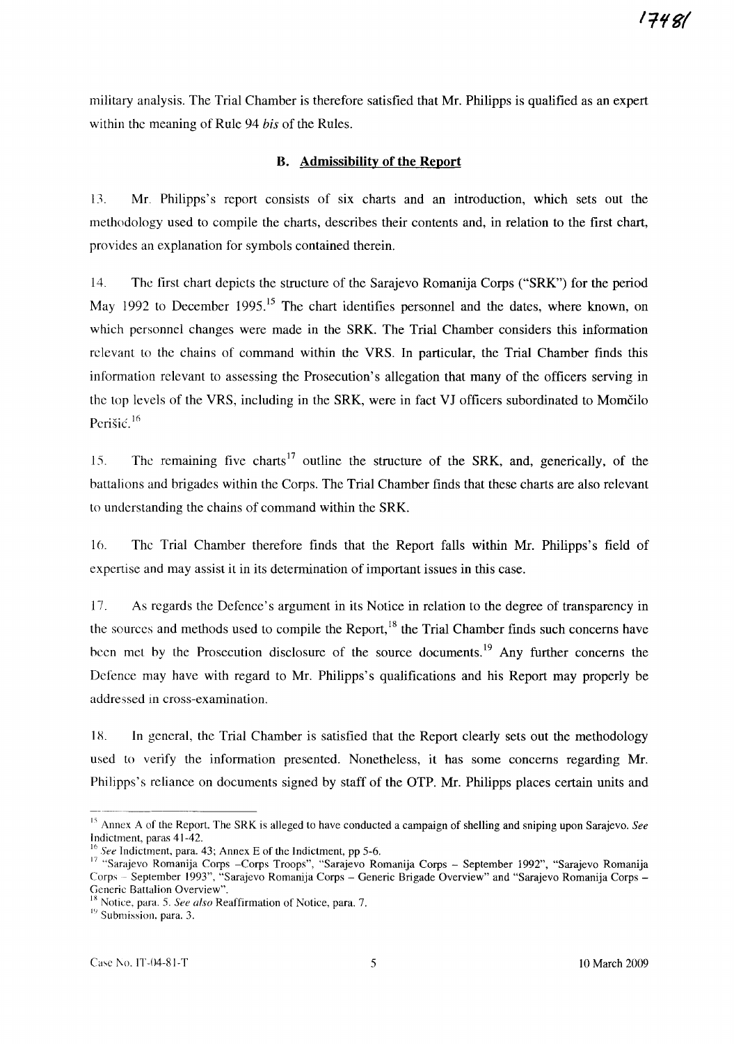military analysis. The Trial Chamber is therefore satisfied that Mr. Philipps is qualified as an expert within the meaning of Rule 94 *bis* of the Rules.

### B. Admissibility of the Report

13. Mr. Philipps's report consists of six charts and an introduction, which sets out the methodology used to compile the charts, describes their contents and, in relation to the first chart, provides an explanation for symbols contained therein.

14. The first chart depicts the structure of the Sarajevo Romanija Corps ("SRK") for the period May 1992 to December 1995.[15] The chart identifies personnel and the dates, where known, on which personnel changes were made in the SRK. The Trial Chamber considers this information relevant to the chains of command within the VRS. In particular, the Trial Chamber finds this information relevant to assessing the Prosecution's allegation that many of the officers serving in the top levels of the VRS, including in the SRK, were in fact VJ officers subordinated to Momčilo Perišić.[16]

15. The remaining five charts[17] outline the structure of the SRK, and, generically, of the battalions and brigades within the Corps. The Trial Chamber finds that these charts are also relevant to understanding the chains of command within the SRK.

16. The Trial Chamber therefore finds that the Report falls within Mr. Philipps's field of expertise and may assist it in its determination of important issues in this case.

17. As regards the Defence's argument in its Notice in relation to the degree of transparency in the sources and methods used to compile the Report,[18] the Trial Chamber finds such concerns have been met by the Prosecution disclosure of the source documents.[19] Any further concerns the Defence may have with regard to Mr. Philipps's qualifications and his Report may properly be addressed in cross-examination.

18. In general, the Trial Chamber is satisfied that the Report clearly sets out the methodology used to verify the information presented. Nonetheless, it has some concerns regarding Mr. Philipps's reliance on documents signed by staff of the OTP. Mr. Philipps places certain units and

---

[15] Annex A of the Report. The SRK is alleged to have conducted a campaign of shelling and sniping upon Sarajevo. *See* Indictment, paras 41-42.

[16] *See* Indictment, para. 43; Annex E of the Indictment, pp 5-6.

[17] "Sarajevo Romanija Corps –Corps Troops", "Sarajevo Romanija Corps – September 1992", "Sarajevo Romanija Corps – September 1993", "Sarajevo Romanija Corps – Generic Brigade Overview" and "Sarajevo Romanija Corps – Generic Battalion Overview".

[18] Notice, para. 5. *See also* Reaffirmation of Notice, para. 7.

[19] Submission, para. 3.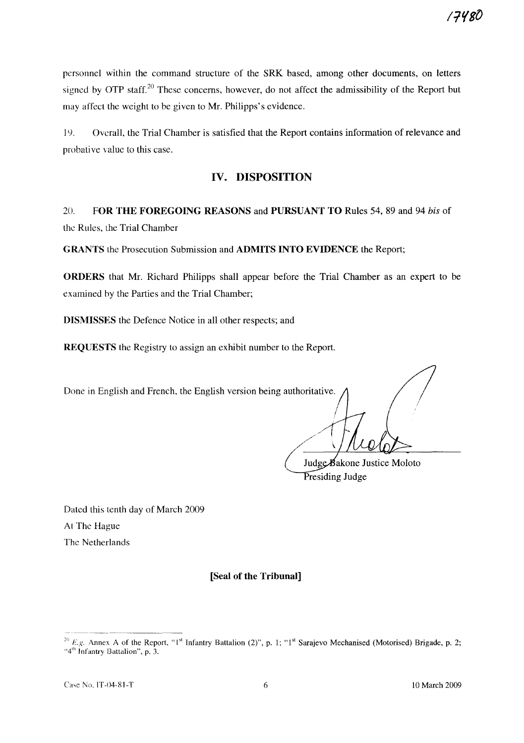personnel within the command structure of the SRK based, among other documents, on letters signed by OTP staff.[20] These concerns, however, do not affect the admissibility of the Report but may affect the weight to be given to Mr. Philipps's evidence.

19. Overall, the Trial Chamber is satisfied that the Report contains information of relevance and probative value to this case.

## IV. DISPOSITION

20. **FOR THE FOREGOING REASONS** and **PURSUANT TO** Rules 54, 89 and 94 *bis* of the Rules, the Trial Chamber

**GRANTS** the Prosecution Submission and **ADMITS INTO EVIDENCE** the Report;

**ORDERS** that Mr. Richard Philipps shall appear before the Trial Chamber as an expert to be examined by the Parties and the Trial Chamber;

**DISMISSES** the Defence Notice in all other respects; and

**REQUESTS** the Registry to assign an exhibit number to the Report.

Done in English and French, the English version being authoritative.

Judge Bakone Justice Moloto
Presiding Judge

Dated this tenth day of March 2009
At The Hague
The Netherlands

**[Seal of the Tribunal]**

---

[20] *E.g.* Annex A of the Report, "1st Infantry Battalion (2)", p. 1; "1st Sarajevo Mechanised (Motorised) Brigade, p. 2; "4th Infantry Battalion", p. 3.